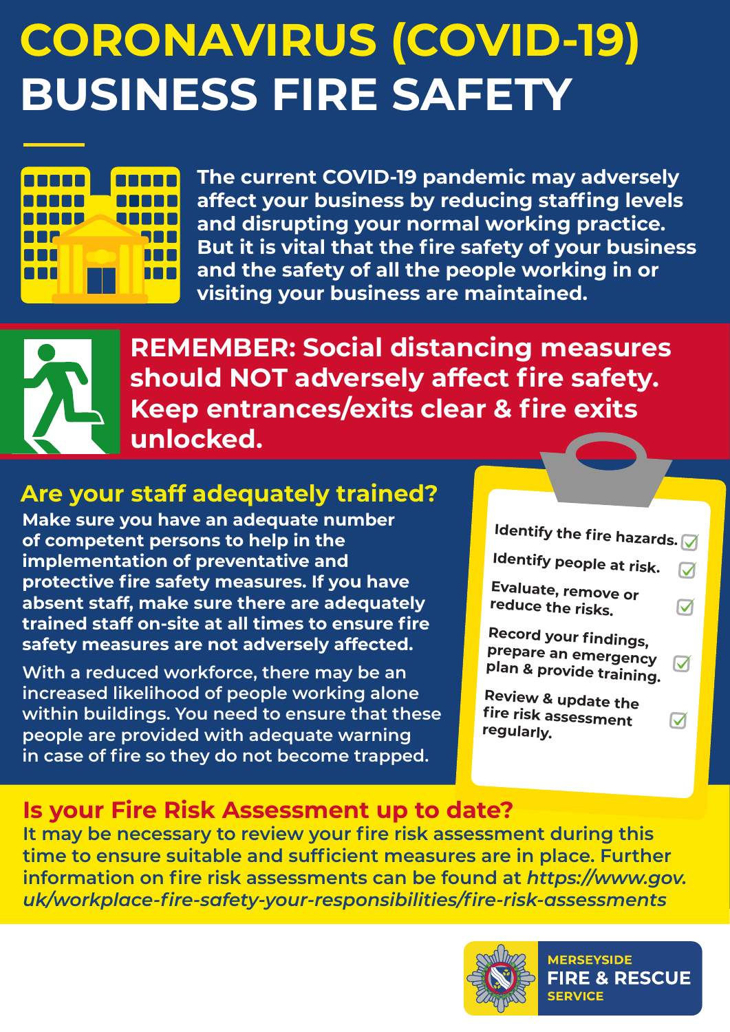# CORONAVIRUS (COVID-19) BUSINESS FIRE SAFETY

**The current COVID-19 pandemic may adversely affect your business by reducing staffing levels and disrupting your normal working practice. But it is vital that the fire safety of your business and the safety of all the people working in or visiting your business are maintained.**

**REMEMBER: Social distancing measures should NOT adversely affect fire safety. Keep entrances/exits clear & fire exits unlocked.**

## Are your staff adequately trained?

**Make sure you have an adequate number of competent persons to help in the implementation of preventative and protective fire safety measures. If you have absent staff, make sure there are adequately trained staff on-site at all times to ensure fire safety measures are not adversely affected.**

With a reduced workforce, there may be an increased likelihood of people working alone within buildings. You need to ensure that these people are provided with adequate warning in case of fire so they do not become trapped.

- Identify the fire hazards. ✓
- Identify people at risk. ✓
- Evaluate, remove or reduce the risks. ✓
- Record your findings, prepare an emergency plan & provide training. ✓
- Review & update the fire risk assessment regularly. ✓

## Is your Fire Risk Assessment up to date?

It may be necessary to review your fire risk assessment during this time to ensure suitable and sufficient measures are in place. Further information on fire risk assessments can be found at *https://www.gov.uk/workplace-fire-safety-your-responsibilities/fire-risk-assessments*

MERSEYSIDE FIRE & RESCUE SERVICE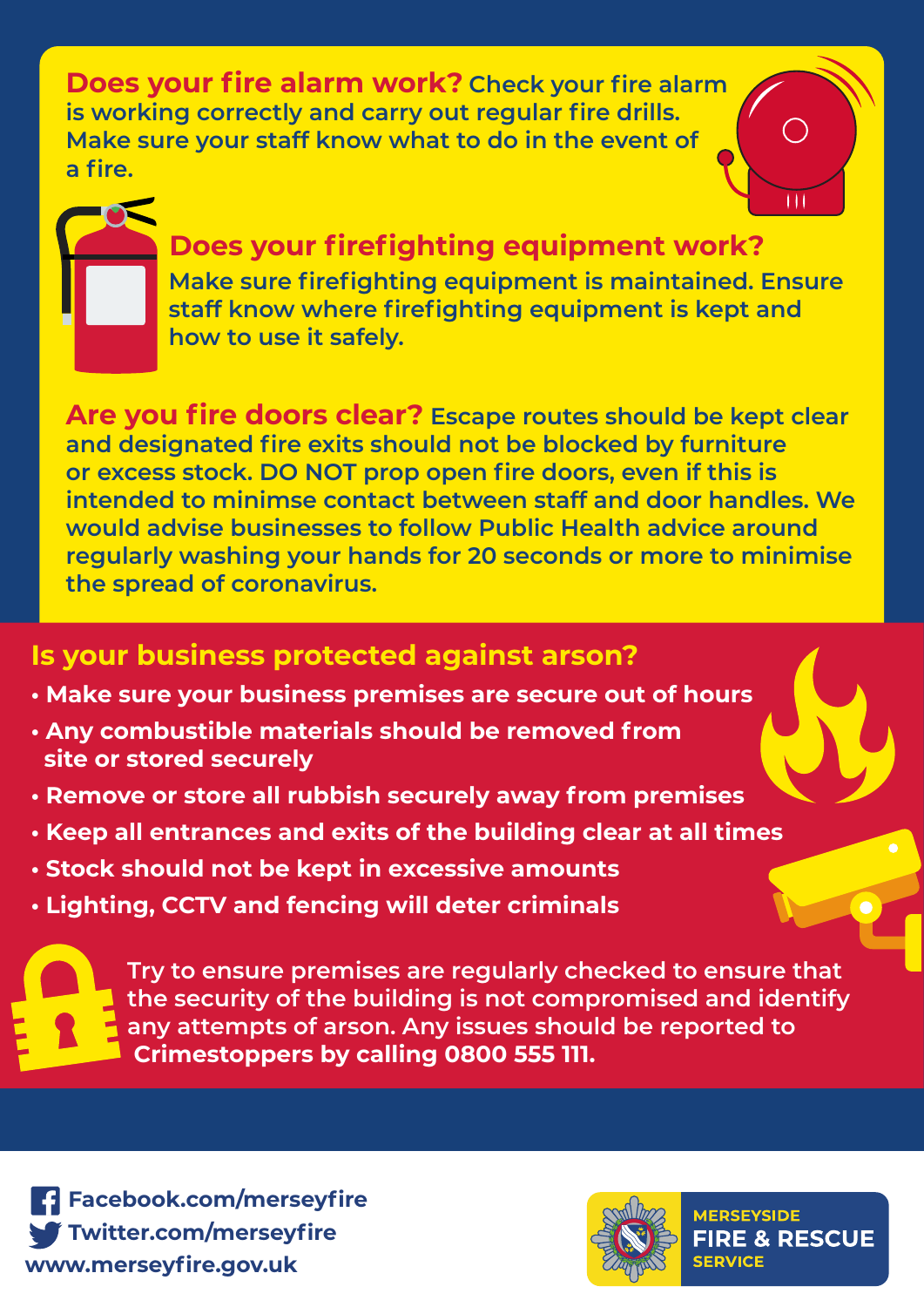**Does your fire alarm work?** Check your fire alarm is working correctly and carry out regular fire drills. Make sure your staff know what to do in the event of a fire.

**Does your firefighting equipment work?**
Make sure firefighting equipment is maintained. Ensure staff know where firefighting equipment is kept and how to use it safely.

**Are you fire doors clear?** Escape routes should be kept clear and designated fire exits should not be blocked by furniture or excess stock. DO NOT prop open fire doors, even if this is intended to minimse contact between staff and door handles. We would advise businesses to follow Public Health advice around regularly washing your hands for 20 seconds or more to minimise the spread of coronavirus.

## Is your business protected against arson?

- Make sure your business premises are secure out of hours
- Any combustible materials should be removed from site or stored securely
- Remove or store all rubbish securely away from premises
- Keep all entrances and exits of the building clear at all times
- Stock should not be kept in excessive amounts
- Lighting, CCTV and fencing will deter criminals

Try to ensure premises are regularly checked to ensure that the security of the building is not compromised and identify any attempts of arson. Any issues should be reported to **Crimestoppers by calling 0800 555 111.**

Facebook.com/merseyfire
Twitter.com/merseyfire
www.merseyfire.gov.uk

MERSEYSIDE FIRE & RESCUE SERVICE